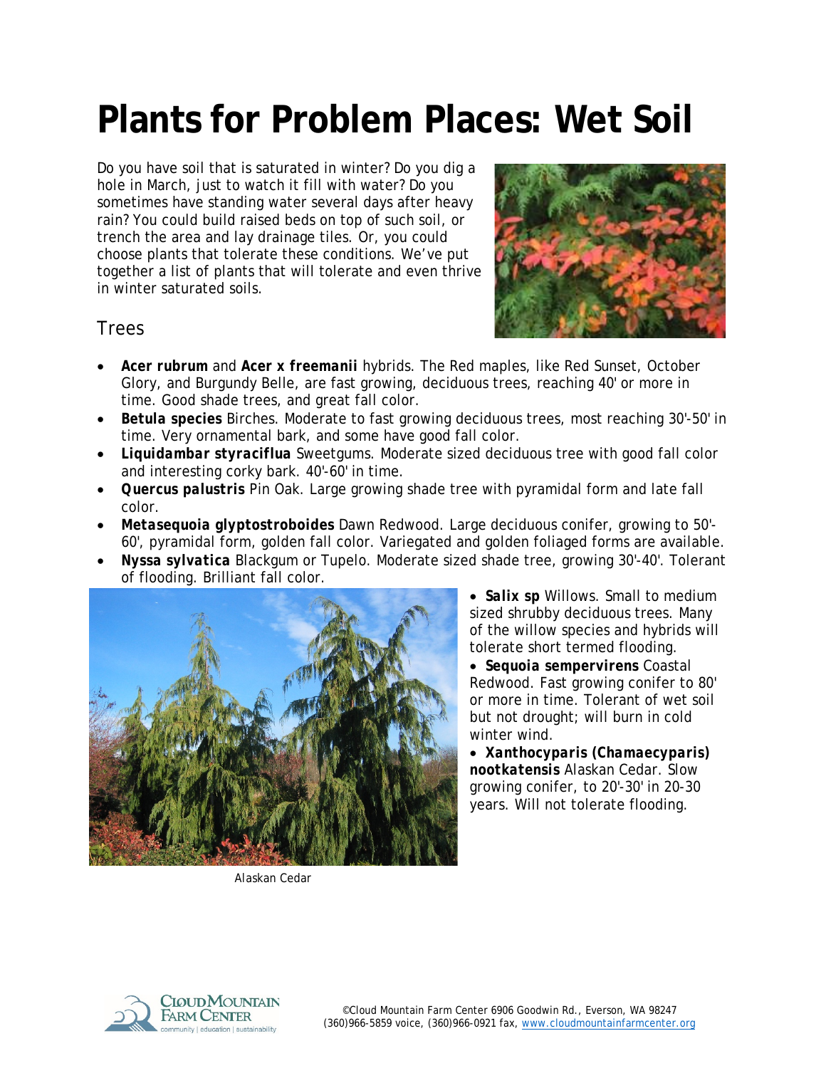# Plants for Problem Places: Wet Soil

Do you have soil that is saturated in winter? Do you dig a hole in March, just to watch it fill with water? Do you sometimes have standing water several days after heavy rain? You could build raised beds on top of such soil, or trench the area and lay drainage tiles. Or, you could choose plants that tolerate these conditions. We've put together a list of plants that will tolerate and even thrive in winter saturated soils.

## Trees

- **Acer rubrum** and **Acer x freemanii** hybrids. The Red maples, like Red Sunset, October Glory, and Burgundy Belle, are fast growing, deciduous trees, reaching 40' or more in time. Good shade trees, and great fall color.
- **Betula species** Birches. Moderate to fast growing deciduous trees, most reaching 30'-50' in time. Very ornamental bark, and some have good fall color.
- ***Liquidambar styraciflua*** Sweetgums. Moderate sized deciduous tree with good fall color and interesting corky bark. 40'-60' in time.
- ***Quercus palustris*** Pin Oak. Large growing shade tree with pyramidal form and late fall color.
- ***Metasequoia glyptostroboides*** Dawn Redwood. Large deciduous conifer, growing to 50'-60', pyramidal form, golden fall color. Variegated and golden foliaged forms are available.
- ***Nyssa sylvatica*** Blackgum or Tupelo. Moderate sized shade tree, growing 30'-40'. Tolerant of flooding. Brilliant fall color.
- ***Salix sp*** Willows. Small to medium sized shrubby deciduous trees. Many of the willow species and hybrids will tolerate short termed flooding.
- **Sequoia sempervirens** Coastal Redwood. Fast growing conifer to 80' or more in time. Tolerant of wet soil but not drought; will burn in cold winter wind.
- ***Xanthocyparis (Chamaecyparis) nootkatensis*** Alaskan Cedar. Slow growing conifer, to 20'-30' in 20-30 years. Will not tolerate flooding.

Alaskan Cedar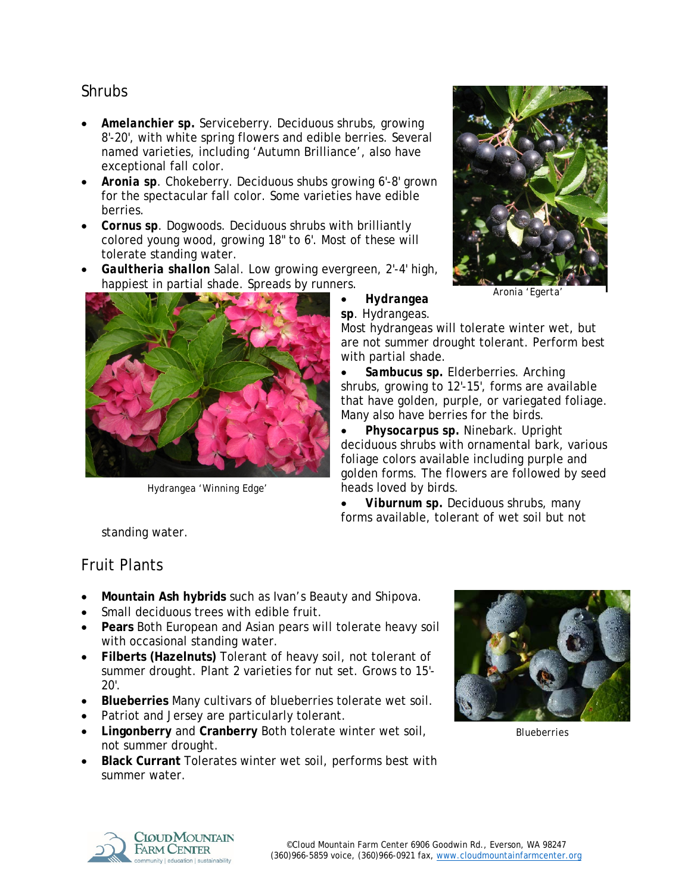## Shrubs

- ***Amelanchier* sp.** Serviceberry. Deciduous shrubs, growing 8'-20', with white spring flowers and edible berries. Several named varieties, including 'Autumn Brilliance', also have exceptional fall color.
- ***Aronia* sp**. Chokeberry. Deciduous shubs growing 6'-8' grown for the spectacular fall color. Some varieties have edible berries.
- ***Cornus* sp**. Dogwoods. Deciduous shrubs with brilliantly colored young wood, growing 18" to 6'. Most of these will tolerate standing water.
- ***Gaultheria shallon*** Salal. Low growing evergreen, 2'-4' high, happiest in partial shade. Spreads by runners.
- ***Hydrangea* sp**. Hydrangeas. Most hydrangeas will tolerate winter wet, but are not summer drought tolerant. Perform best with partial shade.
- ***Sambucus* sp.** Elderberries. Arching shrubs, growing to 12'-15', forms are available that have golden, purple, or variegated foliage. Many also have berries for the birds.
- ***Physocarpus* sp.** Ninebark. Upright deciduous shrubs with ornamental bark, various foliage colors available including purple and golden forms. The flowers are followed by seed heads loved by birds.
- ***Viburnum* sp.** Deciduous shrubs, many forms available, tolerant of wet soil but not standing water.

Aronia 'Egerta'

Hydrangea 'Winning Edge'

## Fruit Plants

- **Mountain Ash hybrids** such as Ivan's Beauty and Shipova.
- Small deciduous trees with edible fruit.
- **Pears** Both European and Asian pears will tolerate heavy soil with occasional standing water.
- **Filberts (Hazelnuts)** Tolerant of heavy soil, not tolerant of summer drought. Plant 2 varieties for nut set. Grows to 15'-20'.
- **Blueberries** Many cultivars of blueberries tolerate wet soil.
- Patriot and Jersey are particularly tolerant.
- **Lingonberry** and **Cranberry** Both tolerate winter wet soil, not summer drought.
- **Black Currant** Tolerates winter wet soil, performs best with summer water.

Blueberries

©Cloud Mountain Farm Center 6906 Goodwin Rd., Everson, WA 98247
(360)966-5859 voice, (360)966-0921 fax, www.cloudmountainfarmcenter.org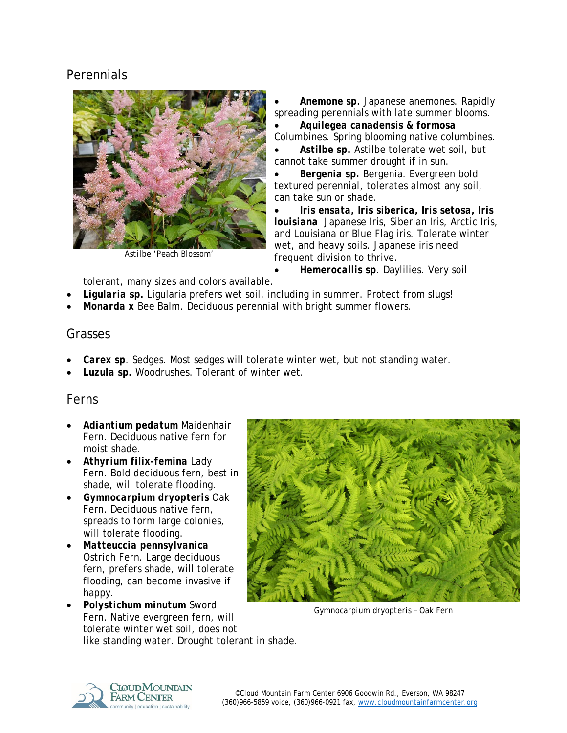## Perennials

Astilbe 'Peach Blossom'

- ***Anemone sp.*** Japanese anemones. Rapidly spreading perennials with late summer blooms.
- ***Aquilegea canadensis & formosa*** Columbines. Spring blooming native columbines.
- ***Astilbe sp.*** Astilbe tolerate wet soil, but cannot take summer drought if in sun.
- ***Bergenia sp.*** Bergenia. Evergreen bold textured perennial, tolerates almost any soil, can take sun or shade.
- ***Iris ensata, Iris siberica, Iris setosa, Iris louisiana*** Japanese Iris, Siberian Iris, Arctic Iris, and Louisiana or Blue Flag iris. Tolerate winter wet, and heavy soils. Japanese iris need frequent division to thrive.
- ***Hemerocallis sp***. Daylilies. Very soil tolerant, many sizes and colors available.
- ***Ligularia sp.*** Ligularia prefers wet soil, including in summer. Protect from slugs!
- ***Monarda x*** Bee Balm. Deciduous perennial with bright summer flowers.

## Grasses

- ***Carex sp***. Sedges. Most sedges will tolerate winter wet, but not standing water.
- ***Luzula sp.*** Woodrushes. Tolerant of winter wet.

## Ferns

- ***Adiantium pedatum*** Maidenhair Fern. Deciduous native fern for moist shade.
- ***Athyrium filix-femina*** Lady Fern. Bold deciduous fern, best in shade, will tolerate flooding.
- ***Gymnocarpium dryopteris*** Oak Fern. Deciduous native fern, spreads to form large colonies, will tolerate flooding.
- ***Matteuccia pennsylvanica*** Ostrich Fern. Large deciduous fern, prefers shade, will tolerate flooding, can become invasive if happy.
- ***Polystichum minutum*** Sword Fern. Native evergreen fern, will tolerate winter wet soil, does not like standing water. Drought tolerant in shade.

Gymnocarpium dryopteris – Oak Fern

©Cloud Mountain Farm Center 6906 Goodwin Rd., Everson, WA 98247
(360)966-5859 voice, (360)966-0921 fax, www.cloudmountainfarmcenter.org